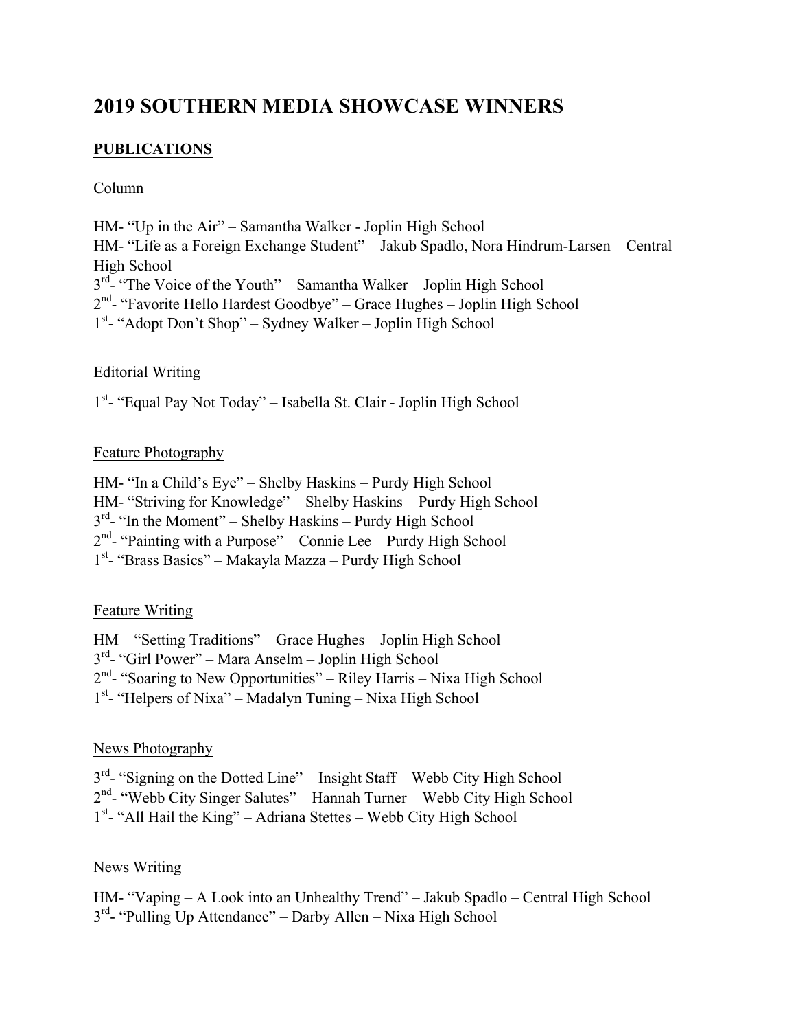# 2019 SOUTHERN MEDIA SHOWCASE WINNERS

## PUBLICATIONS

### Column

HM- "Up in the Air" – Samantha Walker - Joplin High School
HM- "Life as a Foreign Exchange Student" – Jakub Spadlo, Nora Hindrum-Larsen – Central High School
3rd- "The Voice of the Youth" – Samantha Walker – Joplin High School
2nd- "Favorite Hello Hardest Goodbye" – Grace Hughes – Joplin High School
1st- "Adopt Don't Shop" – Sydney Walker – Joplin High School

### Editorial Writing

1st- "Equal Pay Not Today" – Isabella St. Clair - Joplin High School

### Feature Photography

HM- "In a Child's Eye" – Shelby Haskins – Purdy High School
HM- "Striving for Knowledge" – Shelby Haskins – Purdy High School
3rd- "In the Moment" – Shelby Haskins – Purdy High School
2nd- "Painting with a Purpose" – Connie Lee – Purdy High School
1st- "Brass Basics" – Makayla Mazza – Purdy High School

### Feature Writing

HM – "Setting Traditions" – Grace Hughes – Joplin High School
3rd- "Girl Power" – Mara Anselm – Joplin High School
2nd- "Soaring to New Opportunities" – Riley Harris – Nixa High School
1st- "Helpers of Nixa" – Madalyn Tuning – Nixa High School

### News Photography

3rd- "Signing on the Dotted Line" – Insight Staff – Webb City High School
2nd- "Webb City Singer Salutes" – Hannah Turner – Webb City High School
1st- "All Hail the King" – Adriana Stettes – Webb City High School

### News Writing

HM- "Vaping – A Look into an Unhealthy Trend" – Jakub Spadlo – Central High School
3rd- "Pulling Up Attendance" – Darby Allen – Nixa High School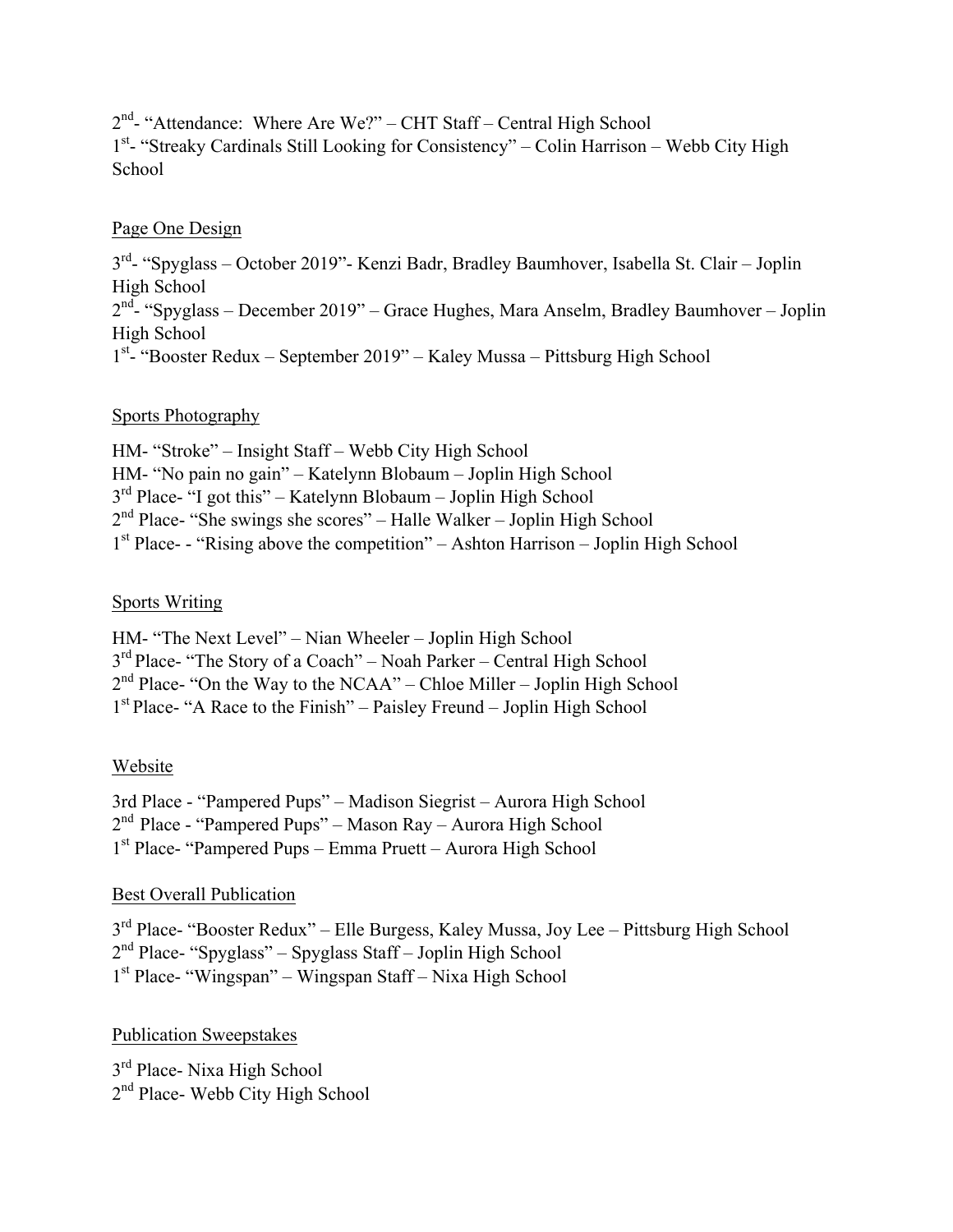2nd- "Attendance: Where Are We?" – CHT Staff – Central High School
1st- "Streaky Cardinals Still Looking for Consistency" – Colin Harrison – Webb City High School

Page One Design

3rd- "Spyglass – October 2019"- Kenzi Badr, Bradley Baumhover, Isabella St. Clair – Joplin High School
2nd- "Spyglass – December 2019" – Grace Hughes, Mara Anselm, Bradley Baumhover – Joplin High School
1st- "Booster Redux – September 2019" – Kaley Mussa – Pittsburg High School

Sports Photography

HM- "Stroke" – Insight Staff – Webb City High School
HM- "No pain no gain" – Katelynn Blobaum – Joplin High School
3rd Place- "I got this" – Katelynn Blobaum – Joplin High School
2nd Place- "She swings she scores" – Halle Walker – Joplin High School
1st Place- - "Rising above the competition" – Ashton Harrison – Joplin High School

Sports Writing

HM- "The Next Level" – Nian Wheeler – Joplin High School
3rd Place- "The Story of a Coach" – Noah Parker – Central High School
2nd Place- "On the Way to the NCAA" – Chloe Miller – Joplin High School
1st Place- "A Race to the Finish" – Paisley Freund – Joplin High School

Website

3rd Place - "Pampered Pups" – Madison Siegrist – Aurora High School
2nd Place - "Pampered Pups" – Mason Ray – Aurora High School
1st Place- "Pampered Pups – Emma Pruett – Aurora High School

Best Overall Publication

3rd Place- "Booster Redux" – Elle Burgess, Kaley Mussa, Joy Lee – Pittsburg High School
2nd Place- "Spyglass" – Spyglass Staff – Joplin High School
1st Place- "Wingspan" – Wingspan Staff – Nixa High School

Publication Sweepstakes

3rd Place- Nixa High School
2nd Place- Webb City High School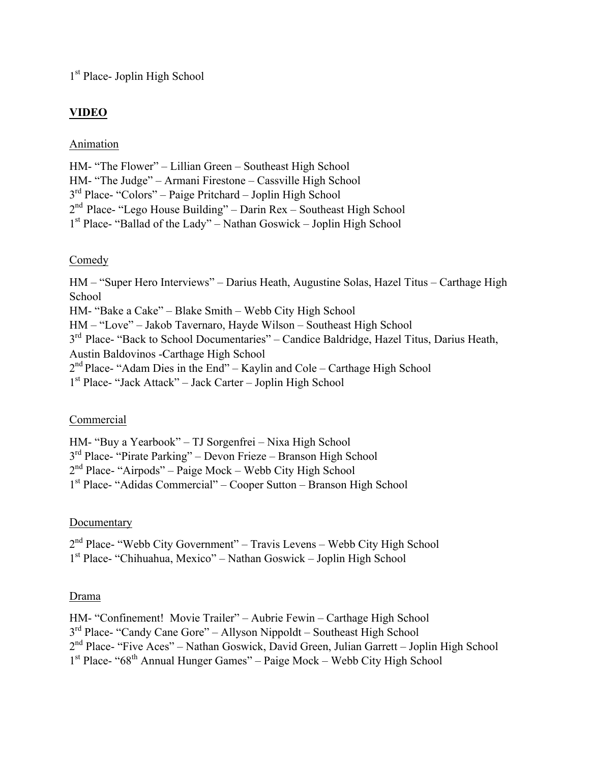1st Place- Joplin High School

## **VIDEO**

Animation

HM- “The Flower” – Lillian Green – Southeast High School
HM- “The Judge” – Armani Firestone – Cassville High School
3rd Place- “Colors” – Paige Pritchard – Joplin High School
2nd Place- “Lego House Building” – Darin Rex – Southeast High School
1st Place- “Ballad of the Lady” – Nathan Goswick – Joplin High School

Comedy

HM – “Super Hero Interviews” – Darius Heath, Augustine Solas, Hazel Titus – Carthage High School
HM- “Bake a Cake” – Blake Smith – Webb City High School
HM – “Love” – Jakob Tavernaro, Hayde Wilson – Southeast High School
3rd Place- “Back to School Documentaries” – Candice Baldridge, Hazel Titus, Darius Heath, Austin Baldovinos -Carthage High School
2nd Place- “Adam Dies in the End” – Kaylin and Cole – Carthage High School
1st Place- “Jack Attack” – Jack Carter – Joplin High School

Commercial

HM- “Buy a Yearbook” – TJ Sorgenfrei – Nixa High School
3rd Place- “Pirate Parking” – Devon Frieze – Branson High School
2nd Place- “Airpods” – Paige Mock – Webb City High School
1st Place- “Adidas Commercial” – Cooper Sutton – Branson High School

Documentary

2nd Place- “Webb City Government” – Travis Levens – Webb City High School
1st Place- “Chihuahua, Mexico” – Nathan Goswick – Joplin High School

Drama

HM- “Confinement! Movie Trailer” – Aubrie Fewin – Carthage High School
3rd Place- “Candy Cane Gore” – Allyson Nippoldt – Southeast High School
2nd Place- “Five Aces” – Nathan Goswick, David Green, Julian Garrett – Joplin High School
1st Place- “68th Annual Hunger Games” – Paige Mock – Webb City High School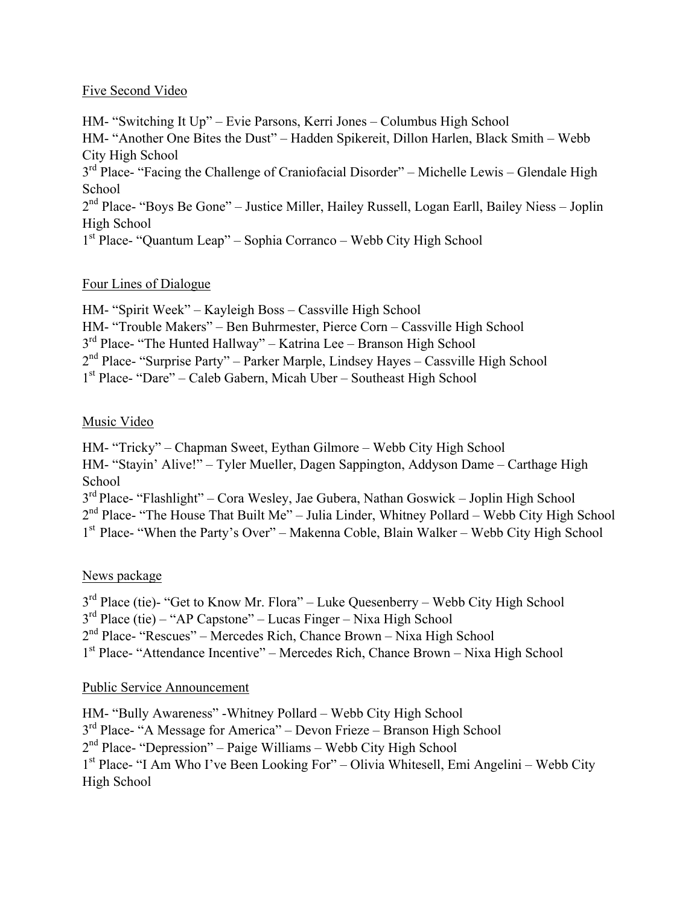Five Second Video

HM- "Switching It Up" – Evie Parsons, Kerri Jones – Columbus High School
HM- "Another One Bites the Dust" – Hadden Spikereit, Dillon Harlen, Black Smith – Webb City High School
3rd Place- "Facing the Challenge of Craniofacial Disorder" – Michelle Lewis – Glendale High School
2nd Place- "Boys Be Gone" – Justice Miller, Hailey Russell, Logan Earll, Bailey Niess – Joplin High School
1st Place- "Quantum Leap" – Sophia Corranco – Webb City High School

Four Lines of Dialogue

HM- "Spirit Week" – Kayleigh Boss – Cassville High School
HM- "Trouble Makers" – Ben Buhrmester, Pierce Corn – Cassville High School
3rd Place- "The Hunted Hallway" – Katrina Lee – Branson High School
2nd Place- "Surprise Party" – Parker Marple, Lindsey Hayes – Cassville High School
1st Place- "Dare" – Caleb Gabern, Micah Uber – Southeast High School

Music Video

HM- "Tricky" – Chapman Sweet, Eythan Gilmore – Webb City High School
HM- "Stayin' Alive!" – Tyler Mueller, Dagen Sappington, Addyson Dame – Carthage High School
3rd Place- "Flashlight" – Cora Wesley, Jae Gubera, Nathan Goswick – Joplin High School
2nd Place- "The House That Built Me" – Julia Linder, Whitney Pollard – Webb City High School
1st Place- "When the Party's Over" – Makenna Coble, Blain Walker – Webb City High School

News package

3rd Place (tie)- "Get to Know Mr. Flora" – Luke Quesenberry – Webb City High School
3rd Place (tie) – "AP Capstone" – Lucas Finger – Nixa High School
2nd Place- "Rescues" – Mercedes Rich, Chance Brown – Nixa High School
1st Place- "Attendance Incentive" – Mercedes Rich, Chance Brown – Nixa High School

Public Service Announcement

HM- "Bully Awareness" -Whitney Pollard – Webb City High School
3rd Place- "A Message for America" – Devon Frieze – Branson High School
2nd Place- "Depression" – Paige Williams – Webb City High School
1st Place- "I Am Who I've Been Looking For" – Olivia Whitesell, Emi Angelini – Webb City High School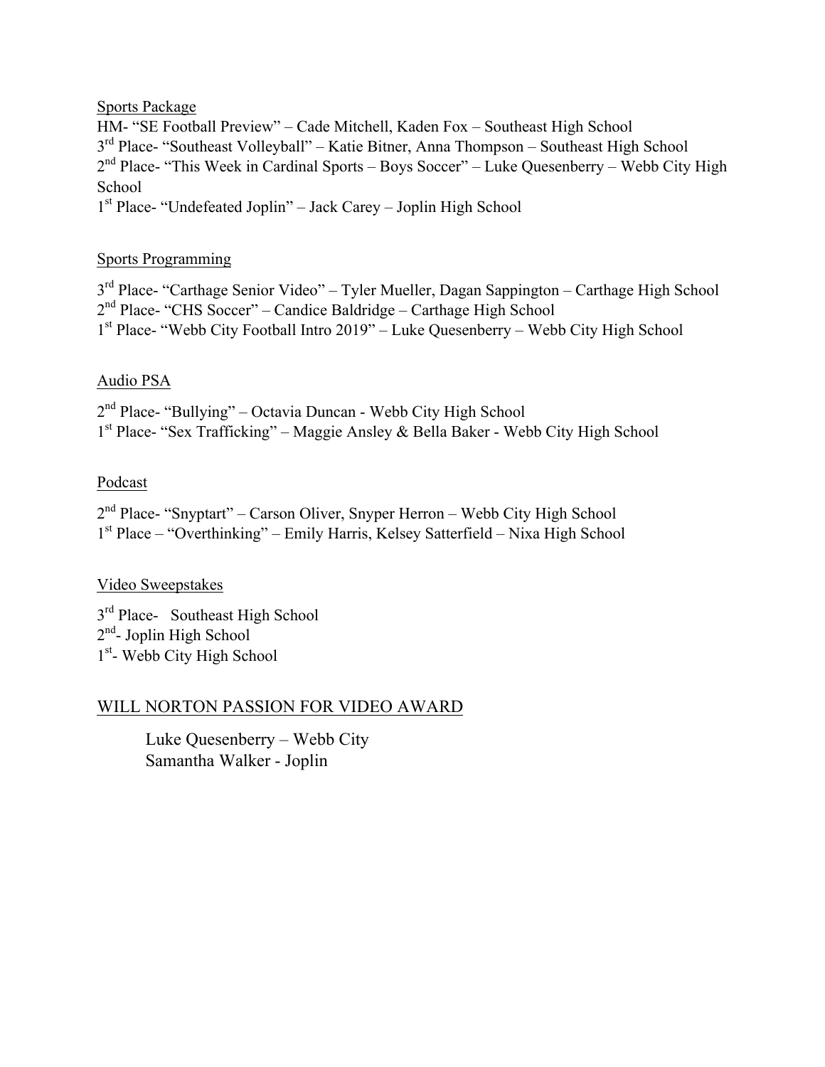Sports Package

HM- "SE Football Preview" – Cade Mitchell, Kaden Fox – Southeast High School
3rd Place- "Southeast Volleyball" – Katie Bitner, Anna Thompson – Southeast High School
2nd Place- "This Week in Cardinal Sports – Boys Soccer" – Luke Quesenberry – Webb City High School
1st Place- "Undefeated Joplin" – Jack Carey – Joplin High School

Sports Programming

3rd Place- "Carthage Senior Video" – Tyler Mueller, Dagan Sappington – Carthage High School
2nd Place- "CHS Soccer" – Candice Baldridge – Carthage High School
1st Place- "Webb City Football Intro 2019" – Luke Quesenberry – Webb City High School

Audio PSA

2nd Place- "Bullying" – Octavia Duncan - Webb City High School
1st Place- "Sex Trafficking" – Maggie Ansley & Bella Baker - Webb City High School

Podcast

2nd Place- "Snyptart" – Carson Oliver, Snyper Herron – Webb City High School
1st Place – "Overthinking" – Emily Harris, Kelsey Satterfield – Nixa High School

Video Sweepstakes

3rd Place- Southeast High School
2nd- Joplin High School
1st- Webb City High School

WILL NORTON PASSION FOR VIDEO AWARD

Luke Quesenberry – Webb City
Samantha Walker - Joplin